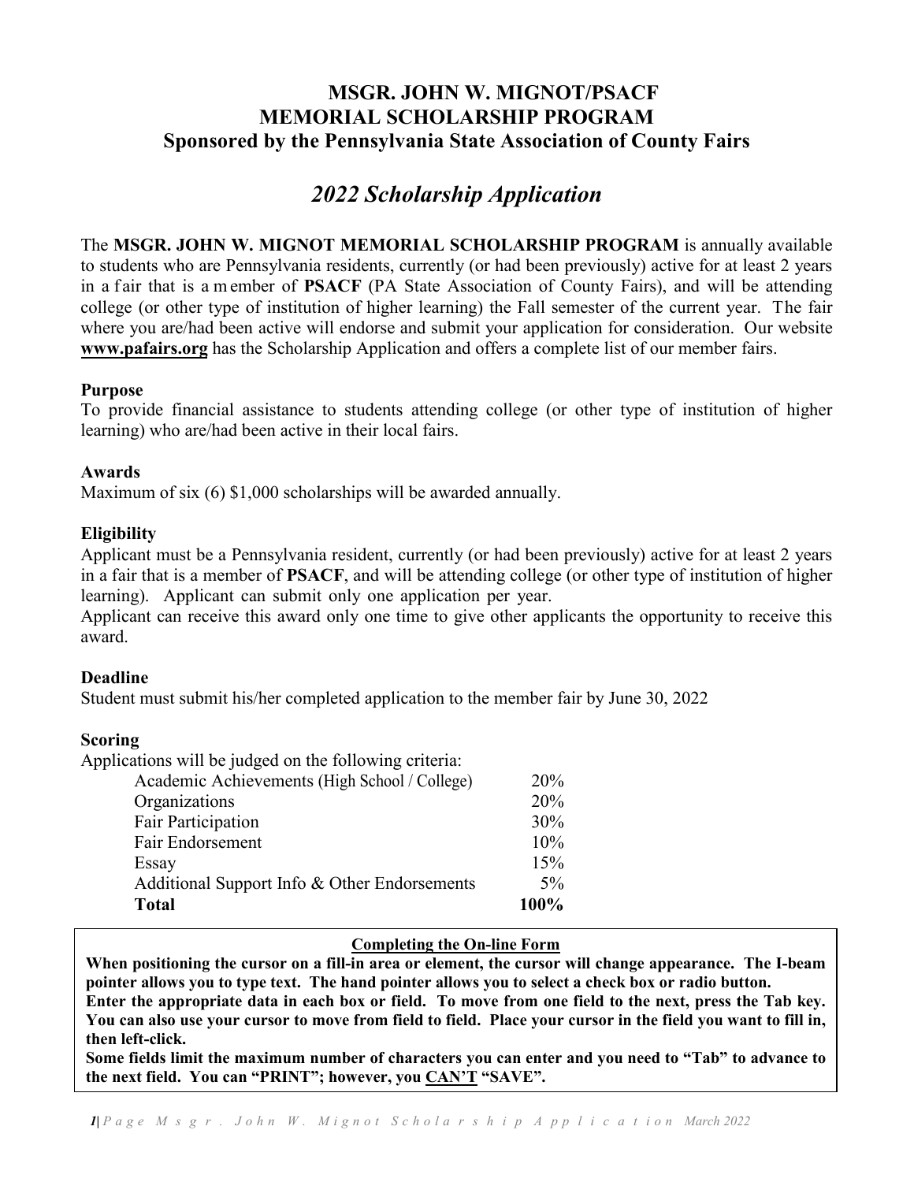# MSGR. JOHN W. MIGNOT/PSACF MEMORIAL SCHOLARSHIP PROGRAM

## Sponsored by the Pennsylvania State Association of County Fairs

## *2022 Scholarship Application*

The **MSGR. JOHN W. MIGNOT MEMORIAL SCHOLARSHIP PROGRAM** is annually available to students who are Pennsylvania residents, currently (or had been previously) active for at least 2 years in a fair that is a member of **PSACF** (PA State Association of County Fairs), and will be attending college (or other type of institution of higher learning) the Fall semester of the current year. The fair where you are/had been active will endorse and submit your application for consideration. Our website **www.pafairs.org** has the Scholarship Application and offers a complete list of our member fairs.

**Purpose**

To provide financial assistance to students attending college (or other type of institution of higher learning) who are/had been active in their local fairs.

**Awards**

Maximum of six (6) $1,000 scholarships will be awarded annually.

**Eligibility**

Applicant must be a Pennsylvania resident, currently (or had been previously) active for at least 2 years in a fair that is a member of **PSACF**, and will be attending college (or other type of institution of higher learning). Applicant can submit only one application per year.

Applicant can receive this award only one time to give other applicants the opportunity to receive this award.

**Deadline**

Student must submit his/her completed application to the member fair by June 30, 2022

**Scoring**

Applications will be judged on the following criteria:

| Criteria | Weight |
|---|---|
| Academic Achievements (High School / College) | 20% |
| Organizations | 20% |
| Fair Participation | 30% |
| Fair Endorsement | 10% |
| Essay | 15% |
| Additional Support Info & Other Endorsements | 5% |
| **Total** | **100%** |

**Completing the On-line Form**

**When positioning the cursor on a fill-in area or element, the cursor will change appearance. The I-beam pointer allows you to type text. The hand pointer allows you to select a check box or radio button.**

**Enter the appropriate data in each box or field. To move from one field to the next, press the Tab key. You can also use your cursor to move from field to field. Place your cursor in the field you want to fill in, then left-click.**

**Some fields limit the maximum number of characters you can enter and you need to "Tab" to advance to the next field. You can "PRINT"; however, you CAN'T "SAVE".**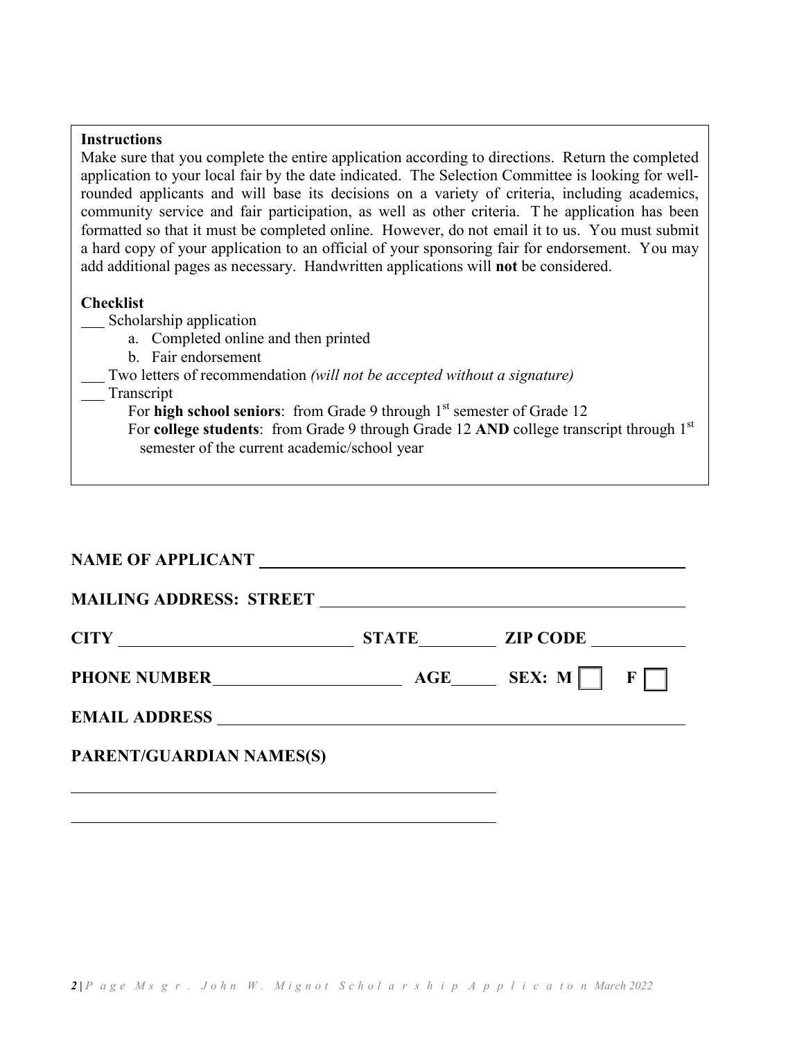**Instructions**

Make sure that you complete the entire application according to directions. Return the completed application to your local fair by the date indicated. The Selection Committee is looking for well-rounded applicants and will base its decisions on a variety of criteria, including academics, community service and fair participation, as well as other criteria. The application has been formatted so that it must be completed online. However, do not email it to us. You must submit a hard copy of your application to an official of your sponsoring fair for endorsement. You may add additional pages as necessary. Handwritten applications will **not** be considered.

**Checklist**

___ Scholarship application

   a. Completed online and then printed
   b. Fair endorsement

___ Two letters of recommendation *(will not be accepted without a signature)*

___ Transcript

   For **high school seniors**: from Grade 9 through 1st semester of Grade 12

   For **college students**: from Grade 9 through Grade 12 **AND** college transcript through 1st semester of the current academic/school year

**NAME OF APPLICANT** ______________________________________________

**MAILING ADDRESS: STREET** ______________________________________

**CITY** ___________________________ **STATE**_________ **ZIP CODE** __________

**PHONE NUMBER**______________________ **AGE**_____ **SEX: M** ☐ **F** ☐

**EMAIL ADDRESS** ________________________________________________

**PARENT/GUARDIAN NAMES(S)**

______________________________________________

______________________________________________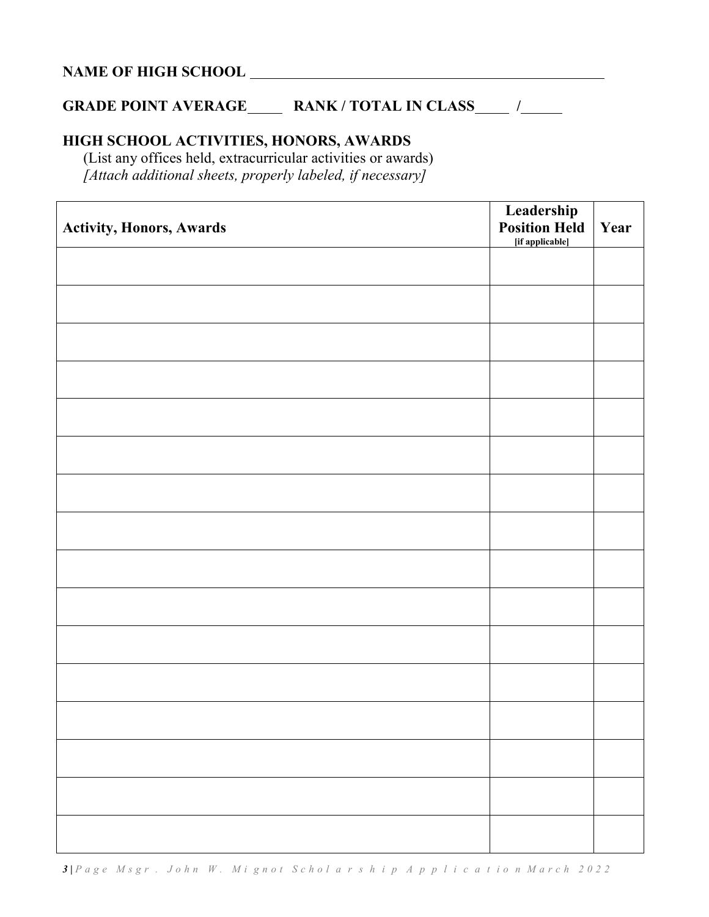**NAME OF HIGH SCHOOL** ______________________________________________

**GRADE POINT AVERAGE**_____ **RANK / TOTAL IN CLASS**_____ /_____

## HIGH SCHOOL ACTIVITIES, HONORS, AWARDS

(List any offices held, extracurricular activities or awards)

*[Attach additional sheets, properly labeled, if necessary]*

| Activity, Honors, Awards | Leadership Position Held [if applicable] | Year |
|---|---|---|
| | | |
| | | |
| | | |
| | | |
| | | |
| | | |
| | | |
| | | |
| | | |
| | | |
| | | |
| | | |
| | | |
| | | |
| | | |
| | | |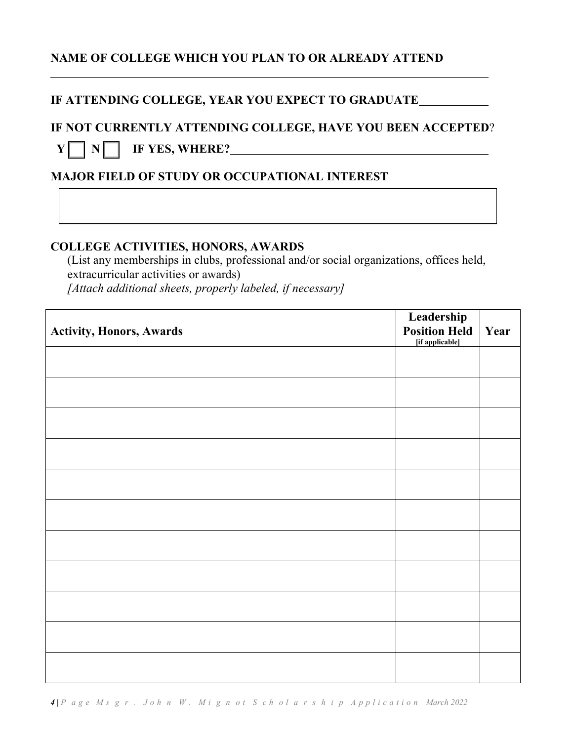**NAME OF COLLEGE WHICH YOU PLAN TO OR ALREADY ATTEND**

\_\_\_\_\_\_\_\_\_\_\_\_\_\_\_\_\_\_\_\_\_\_\_\_\_\_\_\_\_\_\_\_\_\_\_\_\_\_\_\_\_\_\_\_\_\_\_\_\_\_\_\_\_\_\_\_\_\_\_\_

**IF ATTENDING COLLEGE, YEAR YOU EXPECT TO GRADUATE**\_\_\_\_\_\_\_\_\_\_\_\_

**IF NOT CURRENTLY ATTENDING COLLEGE, HAVE YOU BEEN ACCEPTED**?

**Y** ☐ **N** ☐ **IF YES, WHERE?**\_\_\_\_\_\_\_\_\_\_\_\_\_\_\_\_\_\_\_\_\_\_\_\_\_\_\_\_\_\_\_\_\_\_\_\_\_\_\_\_\_\_\_\_

**MAJOR FIELD OF STUDY OR OCCUPATIONAL INTEREST**

| |
|---|
| |

**COLLEGE ACTIVITIES, HONORS, AWARDS**

(List any memberships in clubs, professional and/or social organizations, offices held, extracurricular activities or awards)

*[Attach additional sheets, properly labeled, if necessary]*

| Activity, Honors, Awards | Leadership Position Held [if applicable] | Year |
|---|---|---|
| | | |
| | | |
| | | |
| | | |
| | | |
| | | |
| | | |
| | | |
| | | |
| | | |
| | | |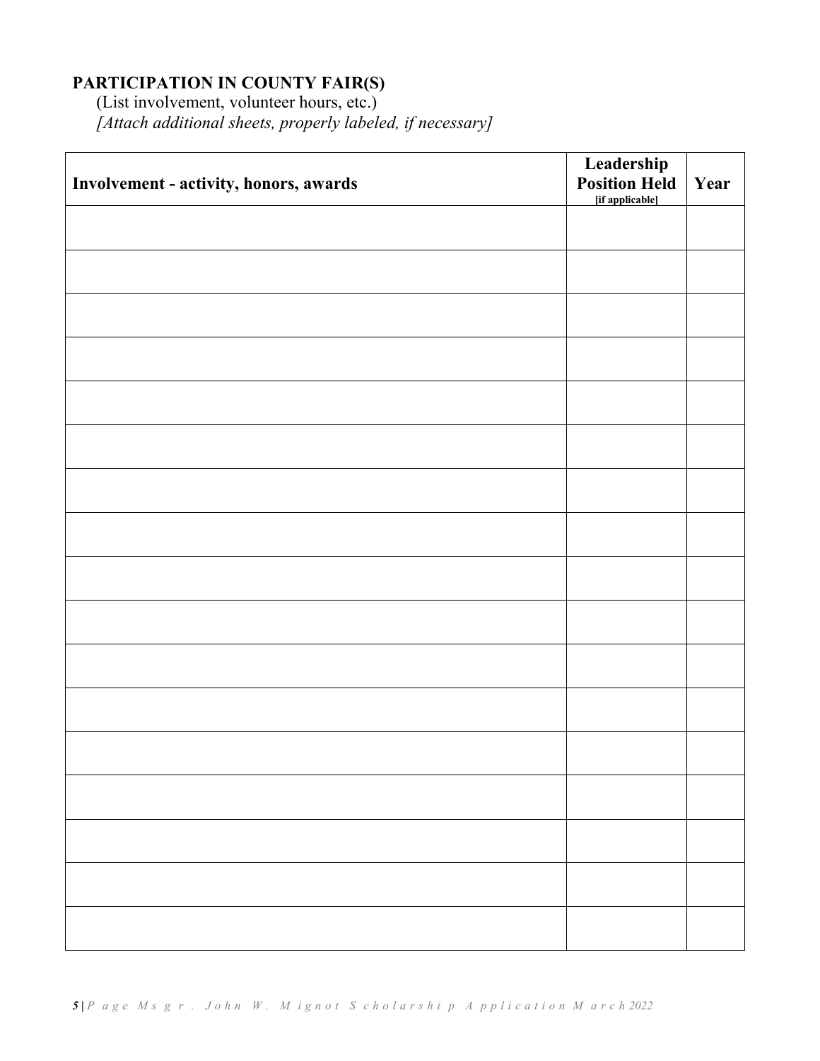**PARTICIPATION IN COUNTY FAIR(S)**

(List involvement, volunteer hours, etc.)

*[Attach additional sheets, properly labeled, if necessary]*

| Involvement - activity, honors, awards | Leadership Position Held [if applicable] | Year |
|---|---|---|
| | | |
| | | |
| | | |
| | | |
| | | |
| | | |
| | | |
| | | |
| | | |
| | | |
| | | |
| | | |
| | | |
| | | |
| | | |
| | | |
| | | |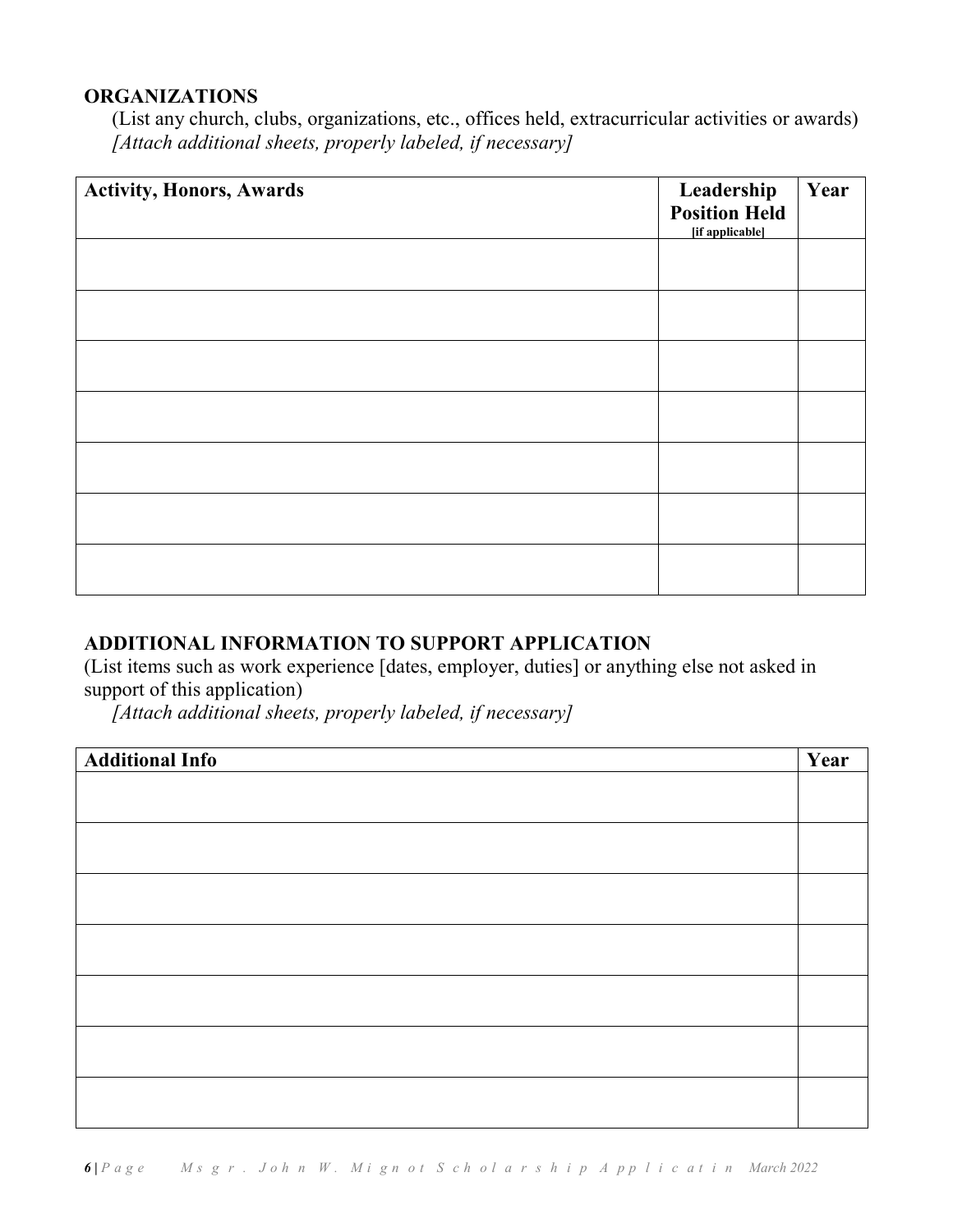## ORGANIZATIONS

(List any church, clubs, organizations, etc., offices held, extracurricular activities or awards)
*[Attach additional sheets, properly labeled, if necessary]*

| Activity, Honors, Awards | Leadership Position Held [if applicable] | Year |
|---|---|---|
| | | |
| | | |
| | | |
| | | |
| | | |
| | | |
| | | |

## ADDITIONAL INFORMATION TO SUPPORT APPLICATION

(List items such as work experience [dates, employer, duties] or anything else not asked in support of this application)
*[Attach additional sheets, properly labeled, if necessary]*

| Additional Info | Year |
|---|---|
| | |
| | |
| | |
| | |
| | |
| | |
| | |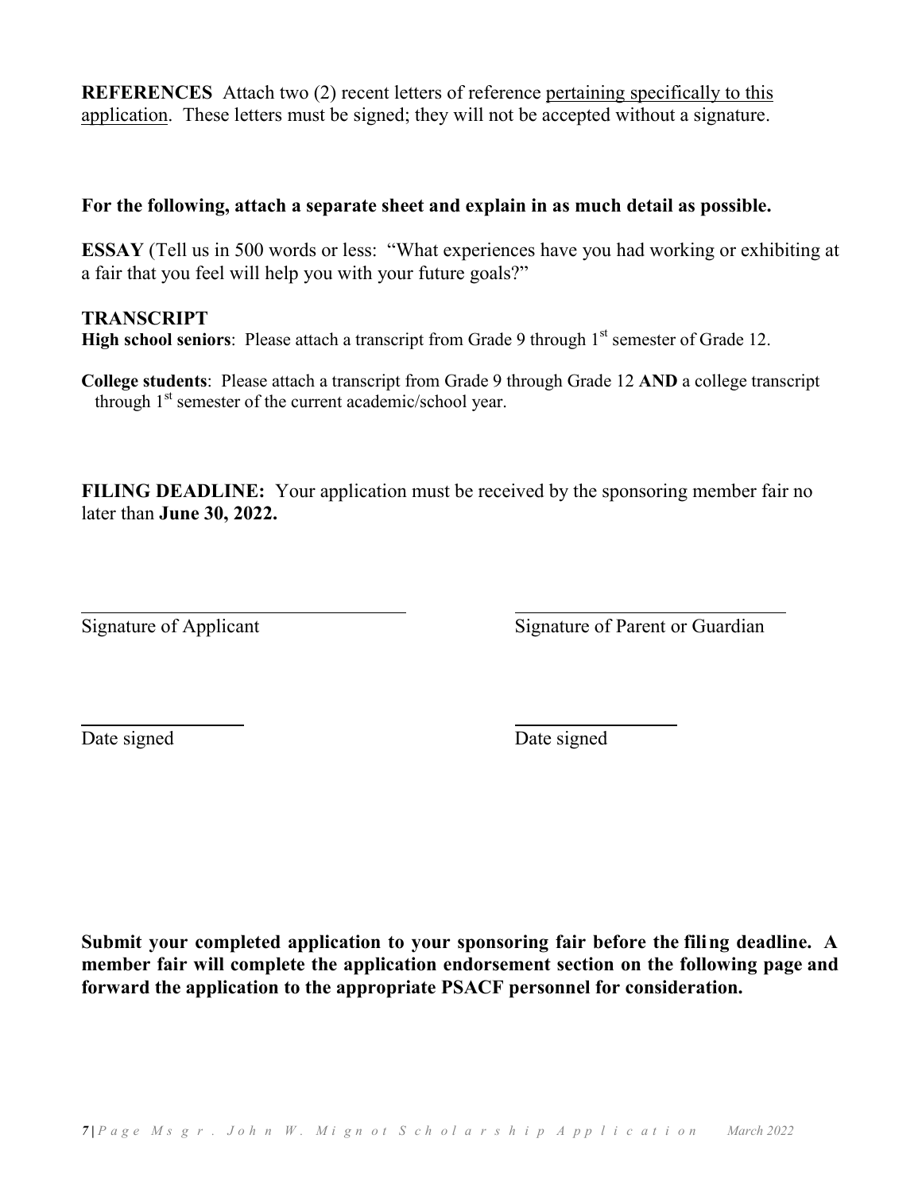**REFERENCES** Attach two (2) recent letters of reference pertaining specifically to this application. These letters must be signed; they will not be accepted without a signature.

**For the following, attach a separate sheet and explain in as much detail as possible.**

**ESSAY** (Tell us in 500 words or less: "What experiences have you had working or exhibiting at a fair that you feel will help you with your future goals?"

**TRANSCRIPT**

**High school seniors**: Please attach a transcript from Grade 9 through 1st semester of Grade 12.

**College students**: Please attach a transcript from Grade 9 through Grade 12 **AND** a college transcript through 1st semester of the current academic/school year.

**FILING DEADLINE:** Your application must be received by the sponsoring member fair no later than **June 30, 2022.**

\_\_\_\_\_\_\_\_\_\_\_\_\_\_\_\_\_\_\_\_\_\_\_\_\_\_\_\_\_\_\_\_ \_\_\_\_\_\_\_\_\_\_\_\_\_\_\_\_\_\_\_\_\_\_\_\_\_\_\_\_\_\_\_\_

Signature of Applicant Signature of Parent or Guardian

\_\_\_\_\_\_\_\_\_\_\_\_\_\_\_\_ \_\_\_\_\_\_\_\_\_\_\_\_\_\_\_\_

Date signed Date signed

**Submit your completed application to your sponsoring fair before the filing deadline. A member fair will complete the application endorsement section on the following page and forward the application to the appropriate PSACF personnel for consideration.**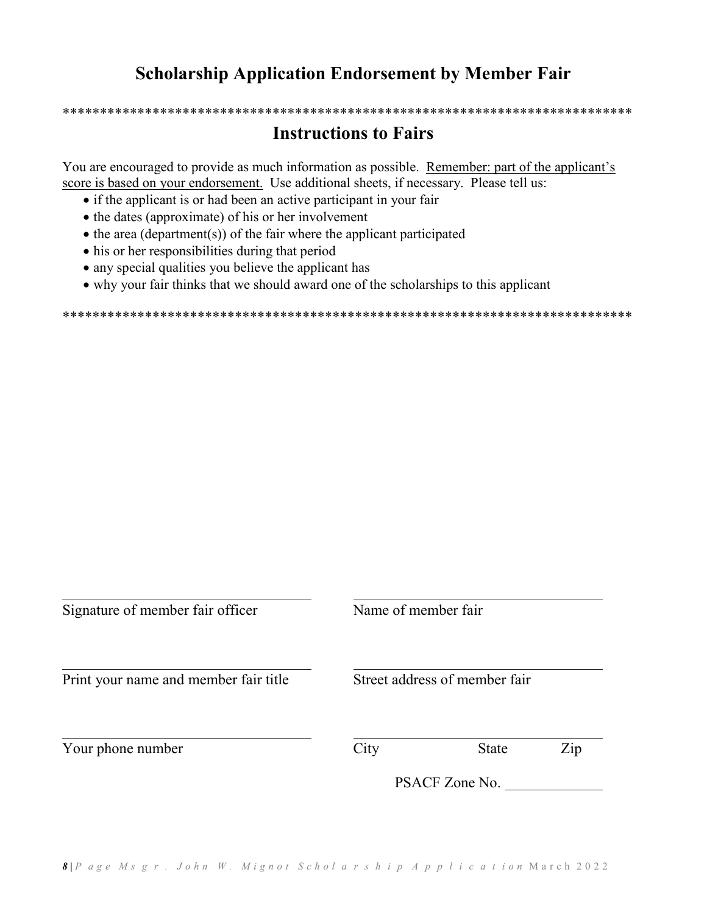# Scholarship Application Endorsement by Member Fair

******************************************************************************

## Instructions to Fairs

You are encouraged to provide as much information as possible. Remember: part of the applicant's score is based on your endorsement. Use additional sheets, if necessary. Please tell us:

- if the applicant is or had been an active participant in your fair
- the dates (approximate) of his or her involvement
- the area (department(s)) of the fair where the applicant participated
- his or her responsibilities during that period
- any special qualities you believe the applicant has
- why your fair thinks that we should award one of the scholarships to this applicant

******************************************************************************

______________________________
Signature of member fair officer

______________________________
Name of member fair

______________________________
Print your name and member fair title

______________________________
Street address of member fair

______________________________
Your phone number

______________________________
City State Zip

PSACF Zone No. ____________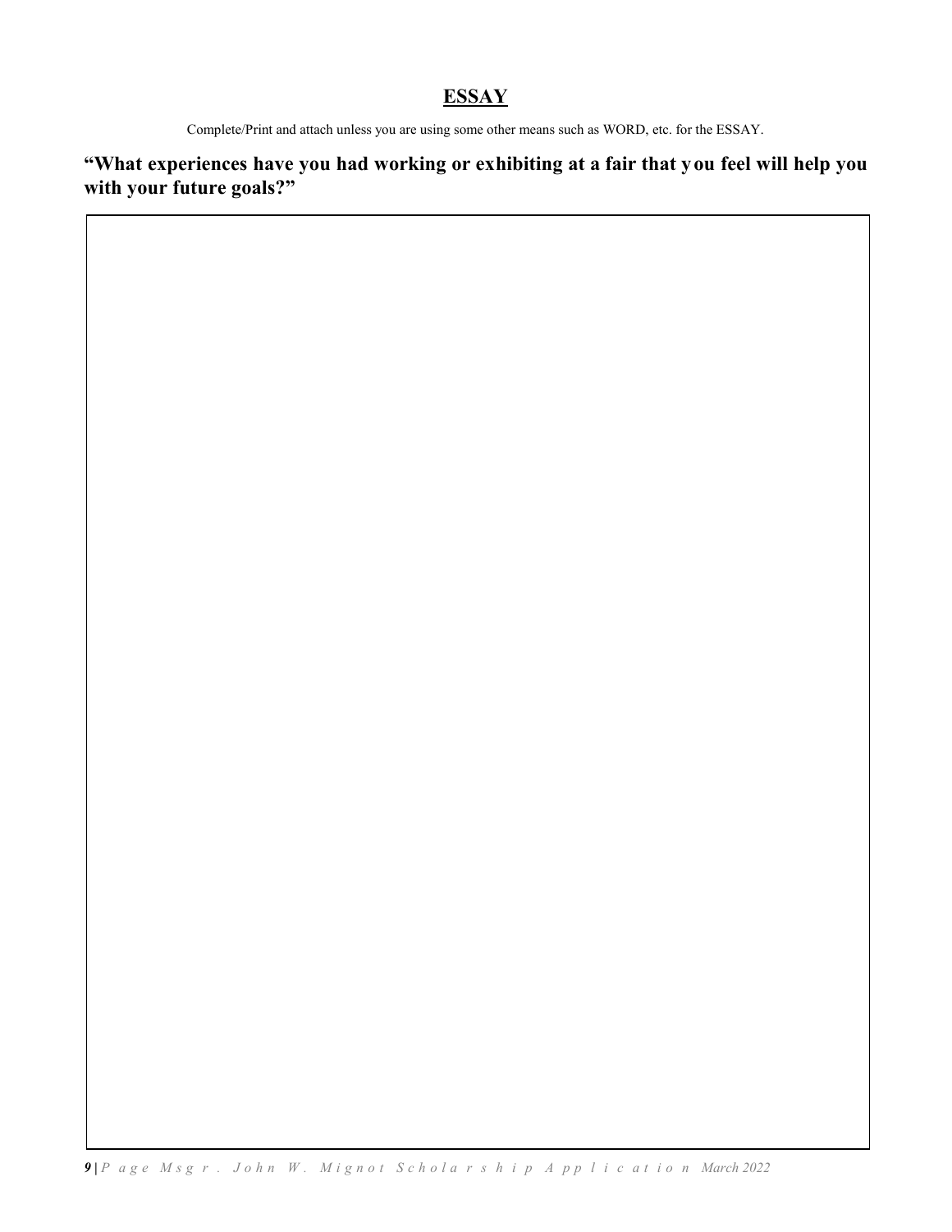# ESSAY

Complete/Print and attach unless you are using some other means such as WORD, etc. for the ESSAY.

**"What experiences have you had working or exhibiting at a fair that you feel will help you with your future goals?"**